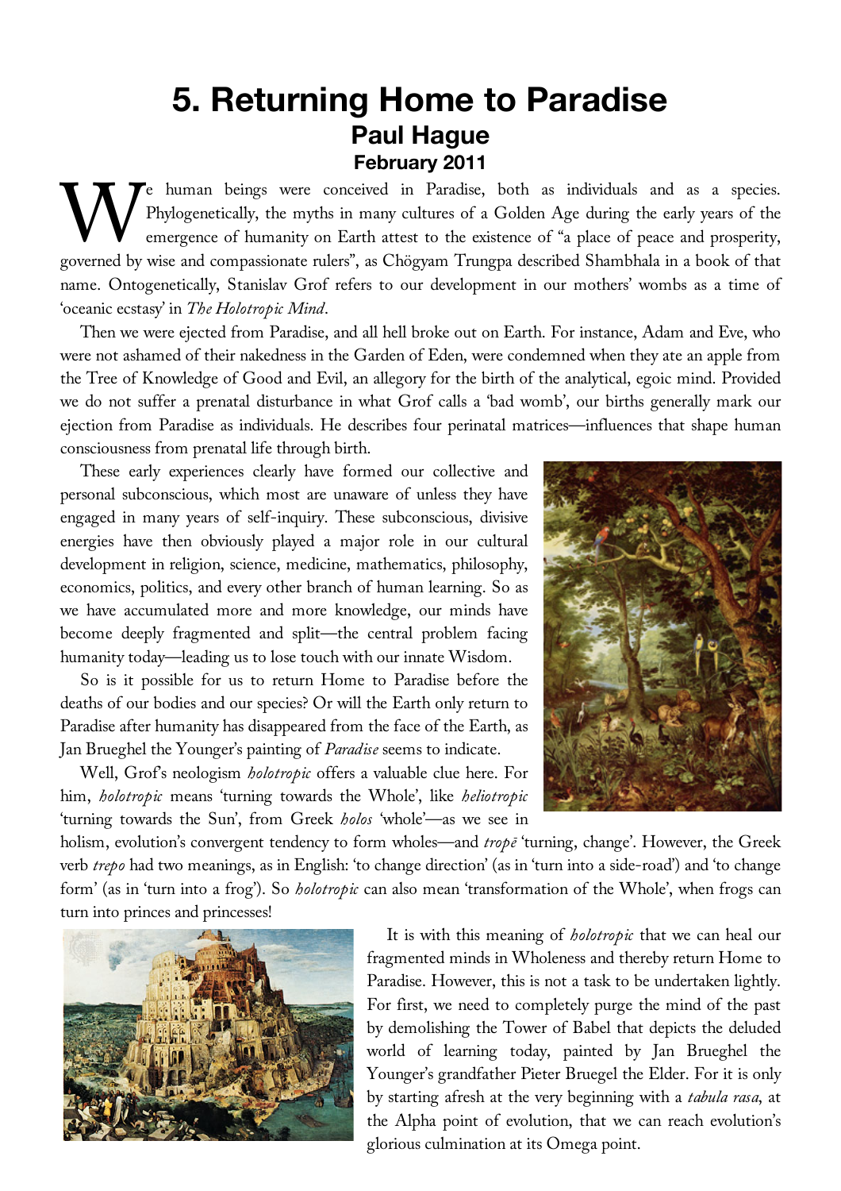# 5. Returning Home to Paradise

## Paul Hague

### February 2011

We human beings were conceived in Paradise, both as individuals and as a species. Phylogenetically, the myths in many cultures of a Golden Age during the early years of the emergence of humanity on Earth attest to the existence of "a place of peace and prosperity, governed by wise and compassionate rulers", as Chögyam Trungpa described Shambhala in a book of that name. Ontogenetically, Stanislav Grof refers to our development in our mothers' wombs as a time of 'oceanic ecstasy' in *The Holotropic Mind*.

Then we were ejected from Paradise, and all hell broke out on Earth. For instance, Adam and Eve, who were not ashamed of their nakedness in the Garden of Eden, were condemned when they ate an apple from the Tree of Knowledge of Good and Evil, an allegory for the birth of the analytical, egoic mind. Provided we do not suffer a prenatal disturbance in what Grof calls a 'bad womb', our births generally mark our ejection from Paradise as individuals. He describes four perinatal matrices—influences that shape human consciousness from prenatal life through birth.

These early experiences clearly have formed our collective and personal subconscious, which most are unaware of unless they have engaged in many years of self-inquiry. These subconscious, divisive energies have then obviously played a major role in our cultural development in religion, science, medicine, mathematics, philosophy, economics, politics, and every other branch of human learning. So as we have accumulated more and more knowledge, our minds have become deeply fragmented and split—the central problem facing humanity today—leading us to lose touch with our innate Wisdom.

So is it possible for us to return Home to Paradise before the deaths of our bodies and our species? Or will the Earth only return to Paradise after humanity has disappeared from the face of the Earth, as Jan Brueghel the Younger's painting of *Paradise* seems to indicate.

Well, Grof's neologism *holotropic* offers a valuable clue here. For him, *holotropic* means 'turning towards the Whole', like *heliotropic* 'turning towards the Sun', from Greek *holos* 'whole'—as we see in holism, evolution's convergent tendency to form wholes—and *tropē* 'turning, change'. However, the Greek verb *trepo* had two meanings, as in English: 'to change direction' (as in 'turn into a side-road') and 'to change form' (as in 'turn into a frog'). So *holotropic* can also mean 'transformation of the Whole', when frogs can turn into princes and princesses!

It is with this meaning of *holotropic* that we can heal our fragmented minds in Wholeness and thereby return Home to Paradise. However, this is not a task to be undertaken lightly. For first, we need to completely purge the mind of the past by demolishing the Tower of Babel that depicts the deluded world of learning today, painted by Jan Brueghel the Younger's grandfather Pieter Bruegel the Elder. For it is only by starting afresh at the very beginning with a *tabula rasa*, at the Alpha point of evolution, that we can reach evolution's glorious culmination at its Omega point.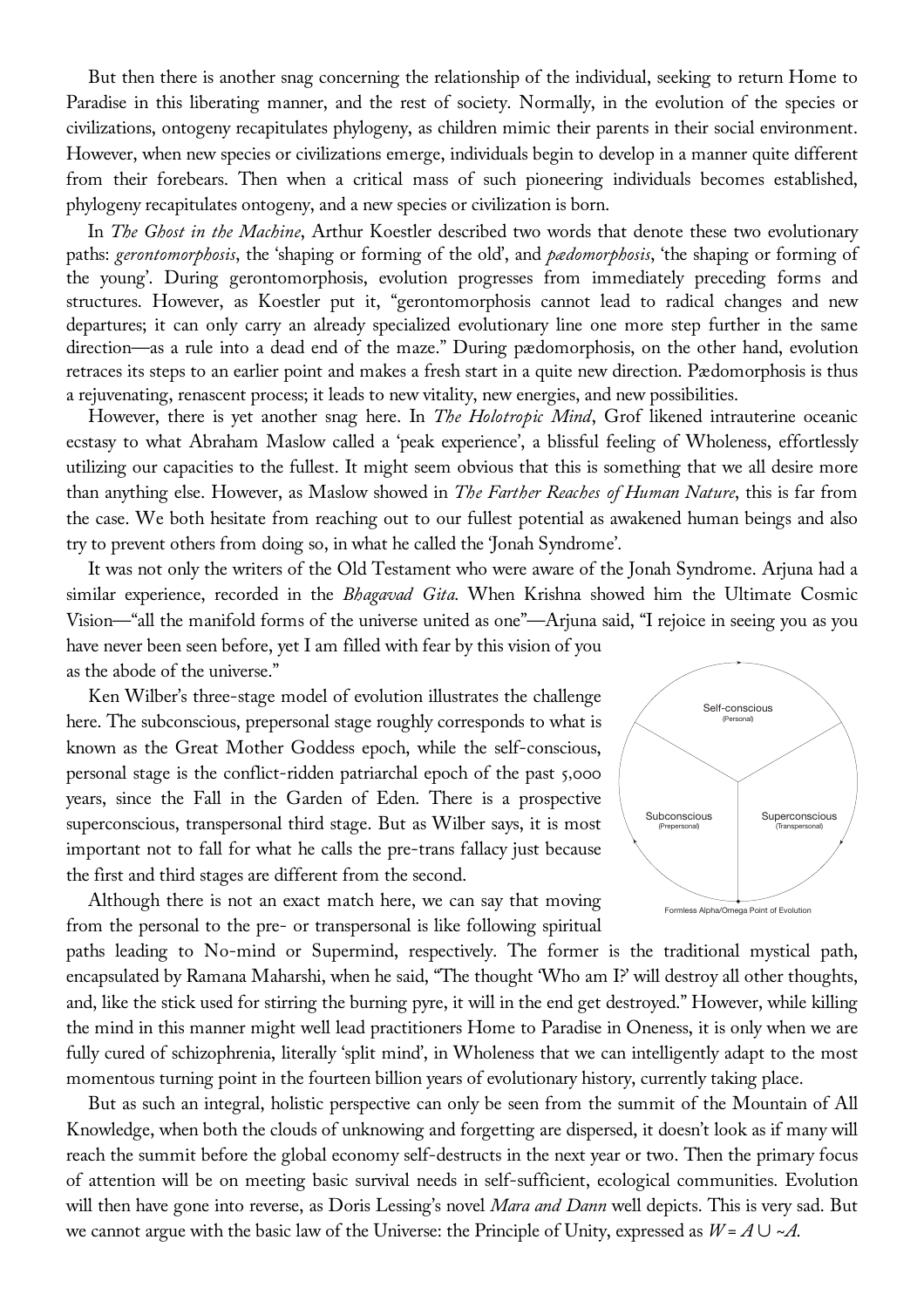But then there is another snag concerning the relationship of the individual, seeking to return Home to Paradise in this liberating manner, and the rest of society. Normally, in the evolution of the species or civilizations, ontogeny recapitulates phylogeny, as children mimic their parents in their social environment. However, when new species or civilizations emerge, individuals begin to develop in a manner quite different from their forebears. Then when a critical mass of such pioneering individuals becomes established, phylogeny recapitulates ontogeny, and a new species or civilization is born.

In *The Ghost in the Machine*, Arthur Koestler described two words that denote these two evolutionary paths: *gerontomorphosis*, the 'shaping or forming of the old', and *pædomorphosis*, 'the shaping or forming of the young'. During gerontomorphosis, evolution progresses from immediately preceding forms and structures. However, as Koestler put it, "gerontomorphosis cannot lead to radical changes and new departures; it can only carry an already specialized evolutionary line one more step further in the same direction—as a rule into a dead end of the maze." During pædomorphosis, on the other hand, evolution retraces its steps to an earlier point and makes a fresh start in a quite new direction. Pædomorphosis is thus a rejuvenating, renascent process; it leads to new vitality, new energies, and new possibilities.

However, there is yet another snag here. In *The Holotropic Mind*, Grof likened intrauterine oceanic ecstasy to what Abraham Maslow called a 'peak experience', a blissful feeling of Wholeness, effortlessly utilizing our capacities to the fullest. It might seem obvious that this is something that we all desire more than anything else. However, as Maslow showed in *The Farther Reaches of Human Nature*, this is far from the case. We both hesitate from reaching out to our fullest potential as awakened human beings and also try to prevent others from doing so, in what he called the 'Jonah Syndrome'.

It was not only the writers of the Old Testament who were aware of the Jonah Syndrome. Arjuna had a similar experience, recorded in the *Bhagavad Gita*. When Krishna showed him the Ultimate Cosmic Vision—"all the manifold forms of the universe united as one"—Arjuna said, "I rejoice in seeing you as you have never been seen before, yet I am filled with fear by this vision of you as the abode of the universe."

Ken Wilber's three-stage model of evolution illustrates the challenge here. The subconscious, prepersonal stage roughly corresponds to what is known as the Great Mother Goddess epoch, while the self-conscious, personal stage is the conflict-ridden patriarchal epoch of the past 5,000 years, since the Fall in the Garden of Eden. There is a prospective superconscious, transpersonal third stage. But as Wilber says, it is most important not to fall for what he calls the pre-trans fallacy just because the first and third stages are different from the second.

Self-conscious
(Personal)

Subconscious
(Prepersonal)

Superconscious
(Transpersonal)

Formless Alpha/Omega Point of Evolution

Although there is not an exact match here, we can say that moving from the personal to the pre- or transpersonal is like following spiritual paths leading to No-mind or Supermind, respectively. The former is the traditional mystical path, encapsulated by Ramana Maharshi, when he said, "The thought 'Who am I?' will destroy all other thoughts, and, like the stick used for stirring the burning pyre, it will in the end get destroyed." However, while killing the mind in this manner might well lead practitioners Home to Paradise in Oneness, it is only when we are fully cured of schizophrenia, literally 'split mind', in Wholeness that we can intelligently adapt to the most momentous turning point in the fourteen billion years of evolutionary history, currently taking place.

But as such an integral, holistic perspective can only be seen from the summit of the Mountain of All Knowledge, when both the clouds of unknowing and forgetting are dispersed, it doesn't look as if many will reach the summit before the global economy self-destructs in the next year or two. Then the primary focus of attention will be on meeting basic survival needs in self-sufficient, ecological communities. Evolution will then have gone into reverse, as Doris Lessing's novel *Mara and Dann* well depicts. This is very sad. But we cannot argue with the basic law of the Universe: the Principle of Unity, expressed as $W = A \cup \sim A$.